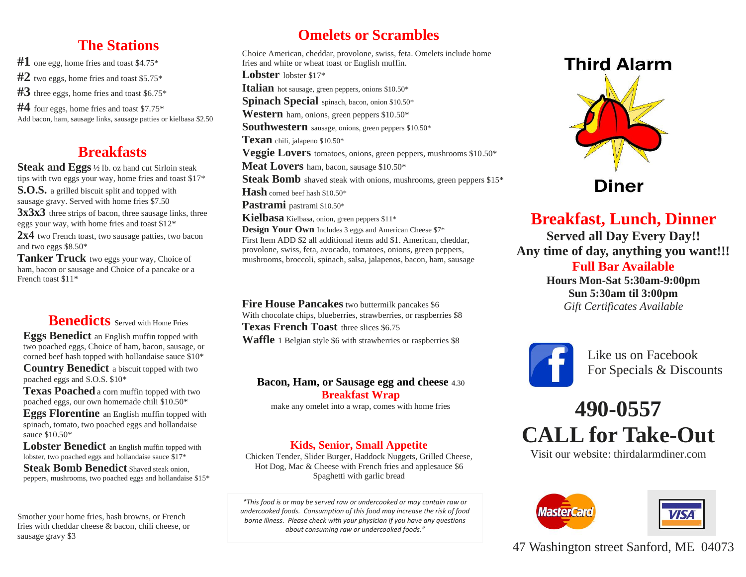## The Stations

**#1** one egg, home fries and toast $4.75*

**#2** two eggs, home fries and toast $5.75*

**#3** three eggs, home fries and toast $6.75*

**#4** four eggs, home fries and toast $7.75*

Add bacon, ham, sausage links, sausage patties or kielbasa $2.50

## Breakfasts

**Steak and Eggs** ½ lb. oz hand cut Sirloin steak tips with two eggs your way, home fries and toast $17*

**S.O.S.** a grilled biscuit split and topped with sausage gravy. Served with home fries $7.50

**3x3x3** three strips of bacon, three sausage links, three eggs your way, with home fries and toast $12*

**2x4** two French toast, two sausage patties, two bacon and two eggs $8.50*

**Tanker Truck** two eggs your way, Choice of ham, bacon or sausage and Choice of a pancake or a French toast $11*

## Benedicts Served with Home Fries

**Eggs Benedict** an English muffin topped with two poached eggs, Choice of ham, bacon, sausage, or corned beef hash topped with hollandaise sauce $10*

**Country Benedict** a biscuit topped with two poached eggs and S.O.S. $10*

**Texas Poached** a corn muffin topped with two poached eggs, our own homemade chili $10.50*

**Eggs Florentine** an English muffin topped with spinach, tomato, two poached eggs and hollandaise sauce $10.50*

**Lobster Benedict** an English muffin topped with lobster, two poached eggs and hollandaise sauce $17*

**Steak Bomb Benedict** Shaved steak onion, peppers, mushrooms, two poached eggs and hollandaise $15*

Smother your home fries, hash browns, or French fries with cheddar cheese & bacon, chili cheese, or sausage gravy $3

## Omelets or Scrambles

Choice American, cheddar, provolone, swiss, feta. Omelets include home fries and white or wheat toast or English muffin.

**Lobster** lobster $17*

**Italian** hot sausage, green peppers, onions $10.50*

**Spinach Special** spinach, bacon, onion $10.50*

**Western** ham, onions, green peppers $10.50*

**Southwestern** sausage, onions, green peppers $10.50*

**Texan** chili, jalapeno $10.50*

**Veggie Lovers** tomatoes, onions, green peppers, mushrooms $10.50*

**Meat Lovers** ham, bacon, sausage $10.50*

**Steak Bomb** shaved steak with onions, mushrooms, green peppers $15*

**Hash** corned beef hash $10.50*

**Pastrami** pastrami $10.50*

**Kielbasa** Kielbasa, onion, green peppers $11*

**Design Your Own** Includes 3 eggs and American Cheese $7*
First Item ADD $2 all additional items add $1. American, cheddar, provolone, swiss, feta, avocado, tomatoes, onions, green peppers, mushrooms, broccoli, spinach, salsa, jalapenos, bacon, ham, sausage

**Fire House Pancakes** two buttermilk pancakes $6
With chocolate chips, blueberries, strawberries, or raspberries $8

**Texas French Toast** three slices $6.75

**Waffle** 1 Belgian style $6 with strawberries or raspberries $8

**Bacon, Ham, or Sausage egg and cheese** 4.30

**Breakfast Wrap**
make any omelet into a wrap, comes with home fries

**Kids, Senior, Small Appetite**
Chicken Tender, Slider Burger, Haddock Nuggets, Grilled Cheese, Hot Dog, Mac & Cheese with French fries and applesauce $6
Spaghetti with garlic bread

*\*This food is or may be served raw or undercooked or may contain raw or undercooked foods. Consumption of this food may increase the risk of food borne illness. Please check with your physician if you have any questions about consuming raw or undercooked foods."*

# Third Alarm Diner

## Breakfast, Lunch, Dinner

**Served all Day Every Day!!**
**Any time of day, anything you want!!!**

**Full Bar Available**

**Hours Mon-Sat 5:30am-9:00pm**
**Sun 5:30am til 3:00pm**
*Gift Certificates Available*

Like us on Facebook
For Specials & Discounts

# 490-0557
# CALL for Take-Out

Visit our website: thirdalarmdiner.com

47 Washington street Sanford, ME 04073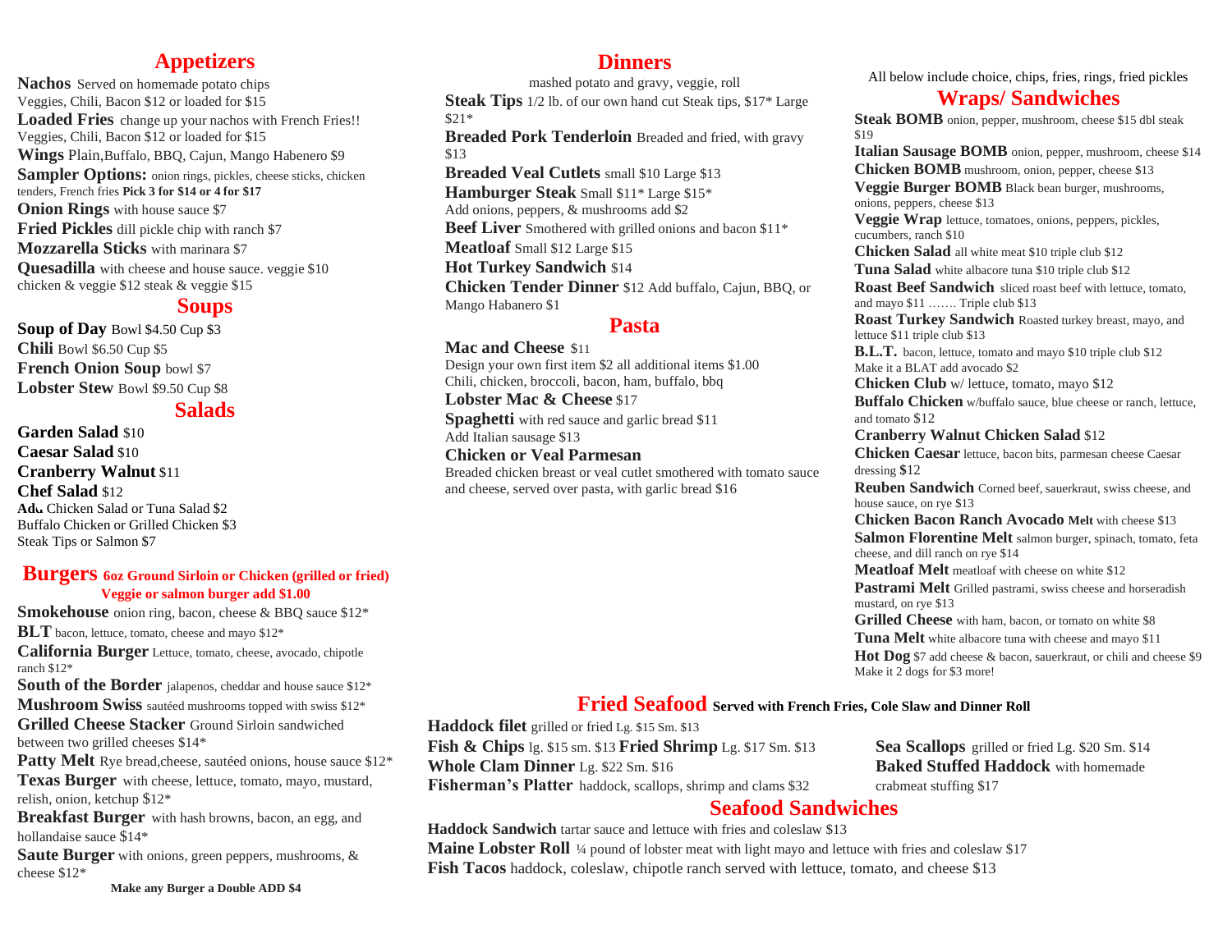## Appetizers

**Nachos** Served on homemade potato chips
Veggies, Chili, Bacon $12 or loaded for $15

**Loaded Fries** change up your nachos with French Fries!!
Veggies, Chili, Bacon $12 or loaded for $15

**Wings** Plain,Buffalo, BBQ, Cajun, Mango Habenero $9

**Sampler Options:** onion rings, pickles, cheese sticks, chicken tenders, French fries **Pick 3 for $14 or 4 for $17**

**Onion Rings** with house sauce $7

**Fried Pickles** dill pickle chip with ranch $7

**Mozzarella Sticks** with marinara $7

**Quesadilla** with cheese and house sauce. veggie $10
chicken & veggie $12 steak & veggie $15

## Soups

**Soup of Day** Bowl $4.50 Cup $3

**Chili** Bowl $6.50 Cup $5

**French Onion Soup** bowl $7

**Lobster Stew** Bowl $9.50 Cup $8

## Salads

**Garden Salad** $10

**Caesar Salad** $10

**Cranberry Walnut** $11

**Chef Salad** $12

**Add** Chicken Salad or Tuna Salad $2
Buffalo Chicken or Grilled Chicken $3
Steak Tips or Salmon $7

## Burgers **6oz Ground Sirloin or Chicken (grilled or fried)**

**Veggie or salmon burger add $1.00**

**Smokehouse** onion ring, bacon, cheese & BBQ sauce $12*

**BLT** bacon, lettuce, tomato, cheese and mayo $12*

**California Burger** Lettuce, tomato, cheese, avocado, chipotle ranch $12*

**South of the Border** jalapenos, cheddar and house sauce $12*

**Mushroom Swiss** sautéed mushrooms topped with swiss $12*

**Grilled Cheese Stacker** Ground Sirloin sandwiched between two grilled cheeses $14*

**Patty Melt** Rye bread,cheese, sautéed onions, house sauce $12*

**Texas Burger** with cheese, lettuce, tomato, mayo, mustard, relish, onion, ketchup $12*

**Breakfast Burger** with hash browns, bacon, an egg, and hollandaise sauce $14*

**Saute Burger** with onions, green peppers, mushrooms, & cheese $12*

**Make any Burger a Double ADD $4**

## Dinners

mashed potato and gravy, veggie, roll

**Steak Tips** 1/2 lb. of our own hand cut Steak tips, $17* Large $21*

**Breaded Pork Tenderloin** Breaded and fried, with gravy $13

**Breaded Veal Cutlets** small $10 Large $13

**Hamburger Steak** Small $11* Large $15*
Add onions, peppers, & mushrooms add $2

**Beef Liver** Smothered with grilled onions and bacon $11*

**Meatloaf** Small $12 Large $15

**Hot Turkey Sandwich** $14

**Chicken Tender Dinner** $12 Add buffalo, Cajun, BBQ, or Mango Habanero $1

## Pasta

**Mac and Cheese** $11
Design your own first item $2 all additional items $1.00
Chili, chicken, broccoli, bacon, ham, buffalo, bbq

**Lobster Mac & Cheese** $17

**Spaghetti** with red sauce and garlic bread $11
Add Italian sausage $13

**Chicken or Veal Parmesan**
Breaded chicken breast or veal cutlet smothered with tomato sauce and cheese, served over pasta, with garlic bread $16

All below include choice, chips, fries, rings, fried pickles

## Wraps/ Sandwiches

**Steak BOMB** onion, pepper, mushroom, cheese $15 dbl steak $19

**Italian Sausage BOMB** onion, pepper, mushroom, cheese $14

**Chicken BOMB** mushroom, onion, pepper, cheese $13

**Veggie Burger BOMB** Black bean burger, mushrooms, onions, peppers, cheese $13

**Veggie Wrap** lettuce, tomatoes, onions, peppers, pickles, cucumbers, ranch $10

**Chicken Salad** all white meat $10 triple club $12

**Tuna Salad** white albacore tuna $10 triple club $12

**Roast Beef Sandwich** sliced roast beef with lettuce, tomato, and mayo $11 ……. Triple club $13

**Roast Turkey Sandwich** Roasted turkey breast, mayo, and lettuce $11 triple club $13

**B.L.T.** bacon, lettuce, tomato and mayo $10 triple club $12
Make it a BLAT add avocado $2

**Chicken Club** w/ lettuce, tomato, mayo $12

**Buffalo Chicken** w/buffalo sauce, blue cheese or ranch, lettuce, and tomato $12

**Cranberry Walnut Chicken Salad** $12

**Chicken Caesar** lettuce, bacon bits, parmesan cheese Caesar dressing $12

**Reuben Sandwich** Corned beef, sauerkraut, swiss cheese, and house sauce, on rye $13

**Chicken Bacon Ranch Avocado Melt** with cheese $13

**Salmon Florentine Melt** salmon burger, spinach, tomato, feta cheese, and dill ranch on rye $14

**Meatloaf Melt** meatloaf with cheese on white $12

**Pastrami Melt** Grilled pastrami, swiss cheese and horseradish mustard, on rye $13

**Grilled Cheese** with ham, bacon, or tomato on white $8

**Tuna Melt** white albacore tuna with cheese and mayo $11

**Hot Dog** $7 add cheese & bacon, sauerkraut, or chili and cheese $9
Make it 2 dogs for $3 more!

## Fried Seafood **Served with French Fries, Cole Slaw and Dinner Roll**

**Haddock filet** grilled or fried Lg. $15 Sm. $13

**Fish & Chips** lg. $15 sm. $13 **Fried Shrimp** Lg. $17 Sm. $13

**Whole Clam Dinner** Lg. $22 Sm. $16

**Fisherman's Platter** haddock, scallops, shrimp and clams $32

**Sea Scallops** grilled or fried Lg. $20 Sm. $14

**Baked Stuffed Haddock** with homemade crabmeat stuffing $17

## Seafood Sandwiches

**Haddock Sandwich** tartar sauce and lettuce with fries and coleslaw $13

**Maine Lobster Roll** ¼ pound of lobster meat with light mayo and lettuce with fries and coleslaw $17

**Fish Tacos** haddock, coleslaw, chipotle ranch served with lettuce, tomato, and cheese $13